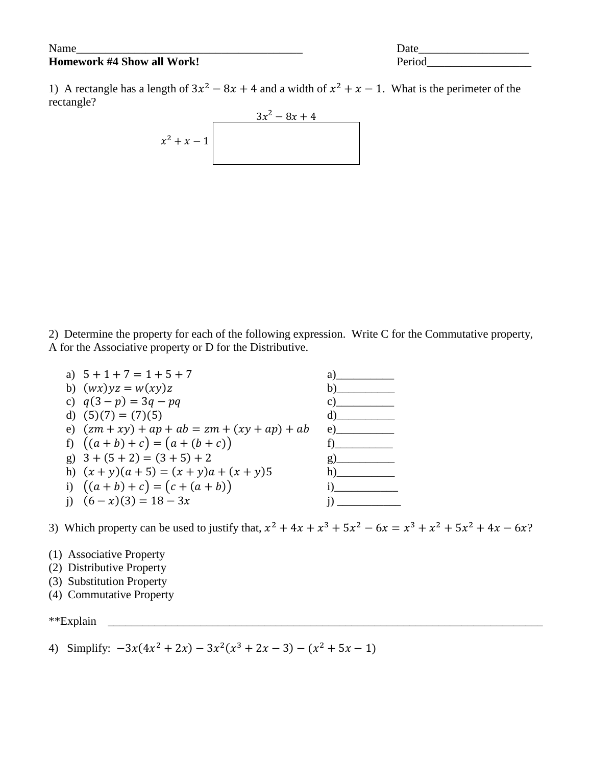Name_______________________________________ Date___________________

**Homework #4 Show all Work!** Period__________________

1) A rectangle has a length of $3x^2 - 8x + 4$ and a width of $x^2 + x - 1$. What is the perimeter of the rectangle?

$3x^2 - 8x + 4$

$x^2 + x - 1$

2) Determine the property for each of the following expression. Write C for the Commutative property, A for the Associative property or D for the Distributive.

a) $5 + 1 + 7 = 1 + 5 + 7$ a)__________

b) $(wx)yz = w(xy)z$ b)__________

c) $q(3 - p) = 3q - pq$ c)__________

d) $(5)(7) = (7)(5)$ d)__________

e) $(zm + xy) + ap + ab = zm + (xy + ap) + ab$ e)__________

f) $\left((a + b) + c\right) = \left(a + (b + c)\right)$ f)__________

g) $3 + (5 + 2) = (3 + 5) + 2$ g)__________

h) $(x + y)(a + 5) = (x + y)a + (x + y)5$ h)__________

i) $\left((a + b) + c\right) = \left(c + (a + b)\right)$ i)___________

j) $(6 - x)(3) = 18 - 3x$ j) ___________

3) Which property can be used to justify that, $x^2 + 4x + x^3 + 5x^2 - 6x = x^3 + x^2 + 5x^2 + 4x - 6x$?

(1) Associative Property
(2) Distributive Property
(3) Substitution Property
(4) Commutative Property

**Explain ____________________________________________________________________________

4) Simplify: $-3x(4x^2 + 2x) - 3x^2(x^3 + 2x - 3) - (x^2 + 5x - 1)$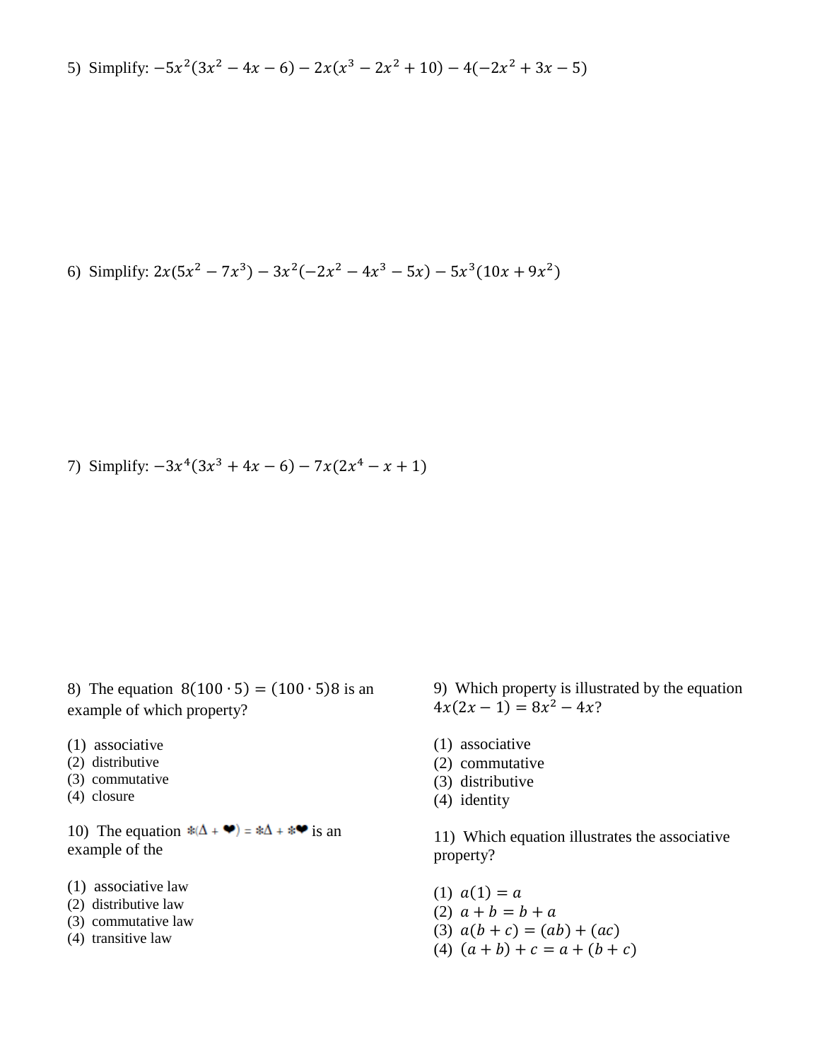5) Simplify: $-5x^2(3x^2 - 4x - 6) - 2x(x^3 - 2x^2 + 10) - 4(-2x^2 + 3x - 5)$

6) Simplify: $2x(5x^2 - 7x^3) - 3x^2(-2x^2 - 4x^3 - 5x) - 5x^3(10x + 9x^2)$

7) Simplify: $-3x^4(3x^3 + 4x - 6) - 7x(2x^4 - x + 1)$

8) The equation $8(100 \cdot 5) = (100 \cdot 5)8$ is an example of which property?

(1) associative
(2) distributive
(3) commutative
(4) closure

9) Which property is illustrated by the equation $4x(2x - 1) = 8x^2 - 4x$?

(1) associative
(2) commutative
(3) distributive
(4) identity

10) The equation ❄(Δ + ❤) = ❄Δ + ❄❤ is an example of the

(1) associative law
(2) distributive law
(3) commutative law
(4) transitive law

11) Which equation illustrates the associative property?

(1) $a(1) = a$
(2) $a + b = b + a$
(3) $a(b + c) = (ab) + (ac)$
(4) $(a + b) + c = a + (b + c)$